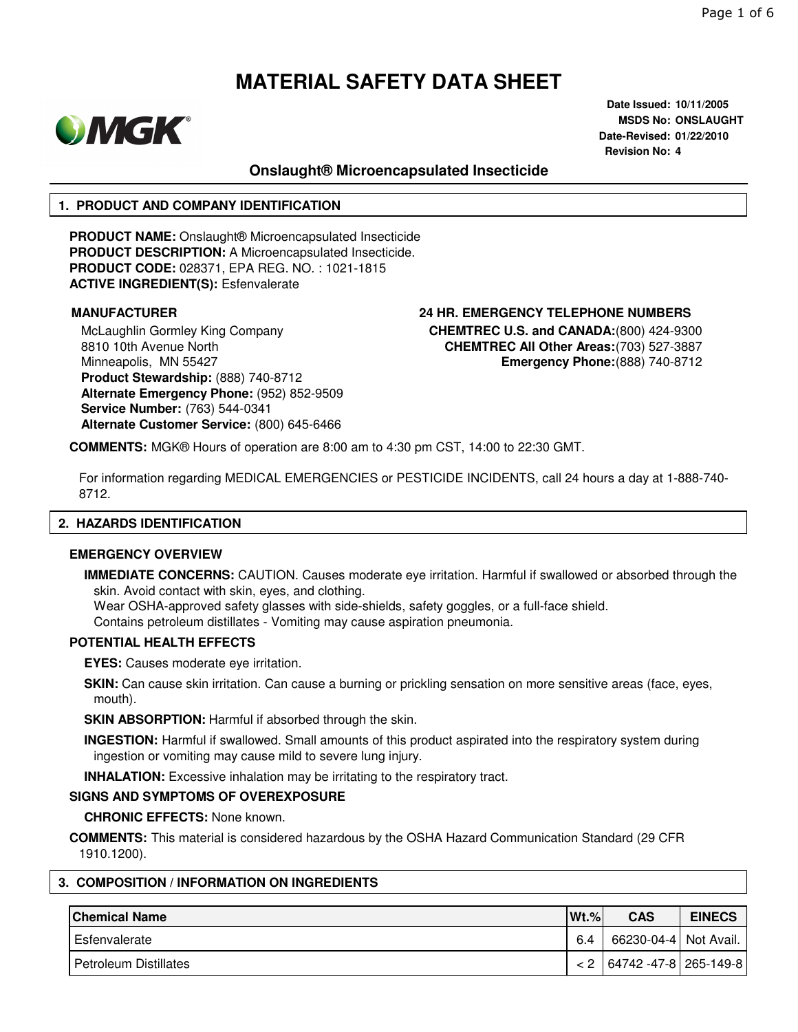# MATERIAL SAFETY DATA SHEET

**Date Issued:** 10/11/2005
**MSDS No:** ONSLAUGHT
**Date-Revised:** 01/22/2010
**Revision No:** 4

## Onslaught® Microencapsulated Insecticide

### 1. PRODUCT AND COMPANY IDENTIFICATION

**PRODUCT NAME:** Onslaught® Microencapsulated Insecticide
**PRODUCT DESCRIPTION:** A Microencapsulated Insecticide.
**PRODUCT CODE:** 028371, EPA REG. NO. : 1021-1815
**ACTIVE INGREDIENT(S):** Esfenvalerate

**MANUFACTURER**

McLaughlin Gormley King Company
8810 10th Avenue North
Minneapolis, MN 55427
**Product Stewardship:** (888) 740-8712
**Alternate Emergency Phone:** (952) 852-9509
**Service Number:** (763) 544-0341
**Alternate Customer Service:** (800) 645-6466

**24 HR. EMERGENCY TELEPHONE NUMBERS**

**CHEMTREC U.S. and CANADA:**(800) 424-9300
**CHEMTREC All Other Areas:**(703) 527-3887
**Emergency Phone:**(888) 740-8712

**COMMENTS:** MGK® Hours of operation are 8:00 am to 4:30 pm CST, 14:00 to 22:30 GMT.

For information regarding MEDICAL EMERGENCIES or PESTICIDE INCIDENTS, call 24 hours a day at 1-888-740-8712.

### 2. HAZARDS IDENTIFICATION

**EMERGENCY OVERVIEW**

**IMMEDIATE CONCERNS:** CAUTION. Causes moderate eye irritation. Harmful if swallowed or absorbed through the skin. Avoid contact with skin, eyes, and clothing.
Wear OSHA-approved safety glasses with side-shields, safety goggles, or a full-face shield.
Contains petroleum distillates - Vomiting may cause aspiration pneumonia.

**POTENTIAL HEALTH EFFECTS**

**EYES:** Causes moderate eye irritation.

**SKIN:** Can cause skin irritation. Can cause a burning or prickling sensation on more sensitive areas (face, eyes, mouth).

**SKIN ABSORPTION:** Harmful if absorbed through the skin.

**INGESTION:** Harmful if swallowed. Small amounts of this product aspirated into the respiratory system during ingestion or vomiting may cause mild to severe lung injury.

**INHALATION:** Excessive inhalation may be irritating to the respiratory tract.

**SIGNS AND SYMPTOMS OF OVEREXPOSURE**

**CHRONIC EFFECTS:** None known.

**COMMENTS:** This material is considered hazardous by the OSHA Hazard Communication Standard (29 CFR 1910.1200).

### 3. COMPOSITION / INFORMATION ON INGREDIENTS

| Chemical Name | Wt.% | CAS | EINECS |
|---|---|---|---|
| Esfenvalerate | 6.4 | 66230-04-4 | Not Avail. |
| Petroleum Distillates | < 2 | 64742 -47-8 | 265-149-8 |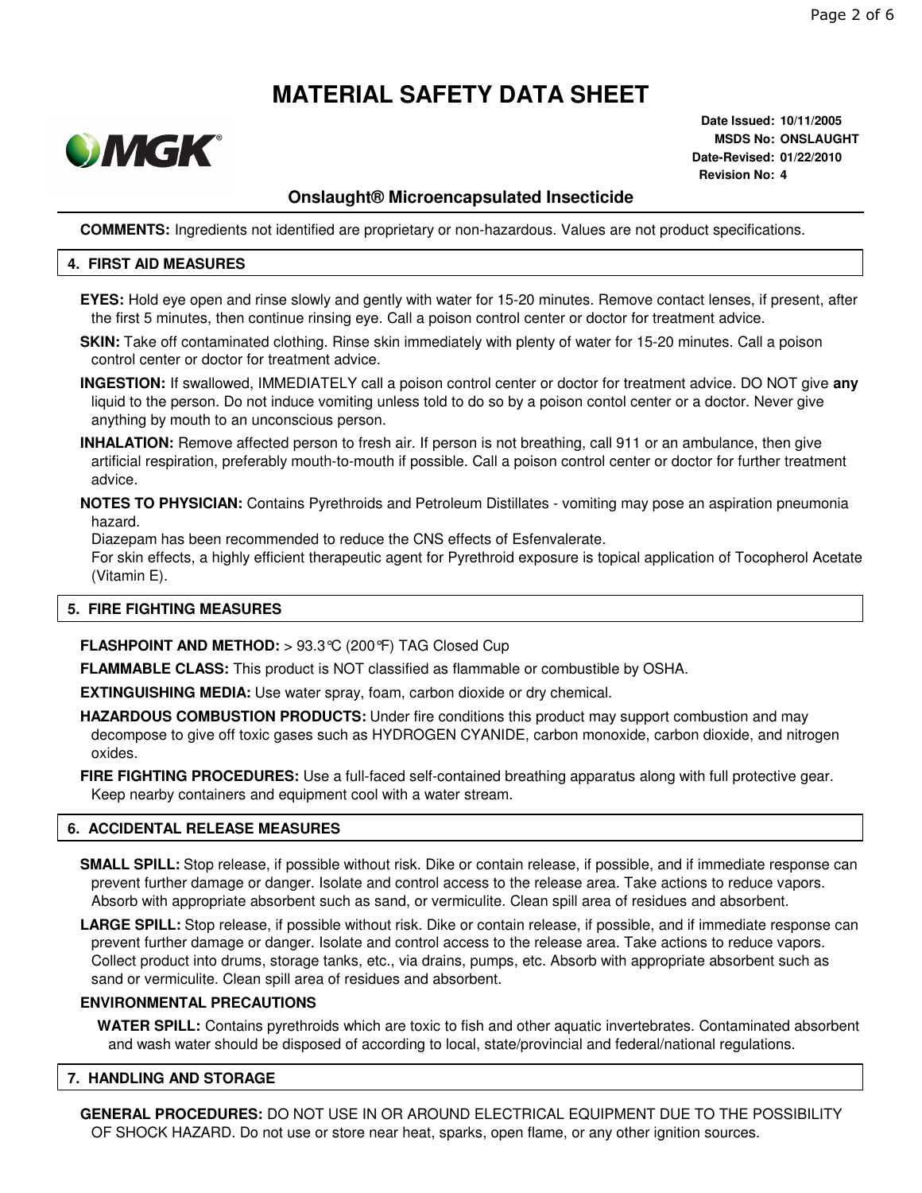# MATERIAL SAFETY DATA SHEET

**Date Issued:** 10/11/2005
**MSDS No:** ONSLAUGHT
**Date-Revised:** 01/22/2010
**Revision No:** 4

### Onslaught® Microencapsulated Insecticide

**COMMENTS:** Ingredients not identified are proprietary or non-hazardous. Values are not product specifications.

## 4. FIRST AID MEASURES

**EYES:** Hold eye open and rinse slowly and gently with water for 15-20 minutes. Remove contact lenses, if present, after the first 5 minutes, then continue rinsing eye. Call a poison control center or doctor for treatment advice.

**SKIN:** Take off contaminated clothing. Rinse skin immediately with plenty of water for 15-20 minutes. Call a poison control center or doctor for treatment advice.

**INGESTION:** If swallowed, IMMEDIATELY call a poison control center or doctor for treatment advice. DO NOT give **any** liquid to the person. Do not induce vomiting unless told to do so by a poison contol center or a doctor. Never give anything by mouth to an unconscious person.

**INHALATION:** Remove affected person to fresh air. If person is not breathing, call 911 or an ambulance, then give artificial respiration, preferably mouth-to-mouth if possible. Call a poison control center or doctor for further treatment advice.

**NOTES TO PHYSICIAN:** Contains Pyrethroids and Petroleum Distillates - vomiting may pose an aspiration pneumonia hazard.
Diazepam has been recommended to reduce the CNS effects of Esfenvalerate.
For skin effects, a highly efficient therapeutic agent for Pyrethroid exposure is topical application of Tocopherol Acetate (Vitamin E).

## 5. FIRE FIGHTING MEASURES

**FLASHPOINT AND METHOD:** > 93.3°C (200°F) TAG Closed Cup

**FLAMMABLE CLASS:** This product is NOT classified as flammable or combustible by OSHA.

**EXTINGUISHING MEDIA:** Use water spray, foam, carbon dioxide or dry chemical.

**HAZARDOUS COMBUSTION PRODUCTS:** Under fire conditions this product may support combustion and may decompose to give off toxic gases such as HYDROGEN CYANIDE, carbon monoxide, carbon dioxide, and nitrogen oxides.

**FIRE FIGHTING PROCEDURES:** Use a full-faced self-contained breathing apparatus along with full protective gear. Keep nearby containers and equipment cool with a water stream.

## 6. ACCIDENTAL RELEASE MEASURES

**SMALL SPILL:** Stop release, if possible without risk. Dike or contain release, if possible, and if immediate response can prevent further damage or danger. Isolate and control access to the release area. Take actions to reduce vapors. Absorb with appropriate absorbent such as sand, or vermiculite. Clean spill area of residues and absorbent.

**LARGE SPILL:** Stop release, if possible without risk. Dike or contain release, if possible, and if immediate response can prevent further damage or danger. Isolate and control access to the release area. Take actions to reduce vapors. Collect product into drums, storage tanks, etc., via drains, pumps, etc. Absorb with appropriate absorbent such as sand or vermiculite. Clean spill area of residues and absorbent.

### ENVIRONMENTAL PRECAUTIONS

**WATER SPILL:** Contains pyrethroids which are toxic to fish and other aquatic invertebrates. Contaminated absorbent and wash water should be disposed of according to local, state/provincial and federal/national regulations.

## 7. HANDLING AND STORAGE

**GENERAL PROCEDURES:** DO NOT USE IN OR AROUND ELECTRICAL EQUIPMENT DUE TO THE POSSIBILITY OF SHOCK HAZARD. Do not use or store near heat, sparks, open flame, or any other ignition sources.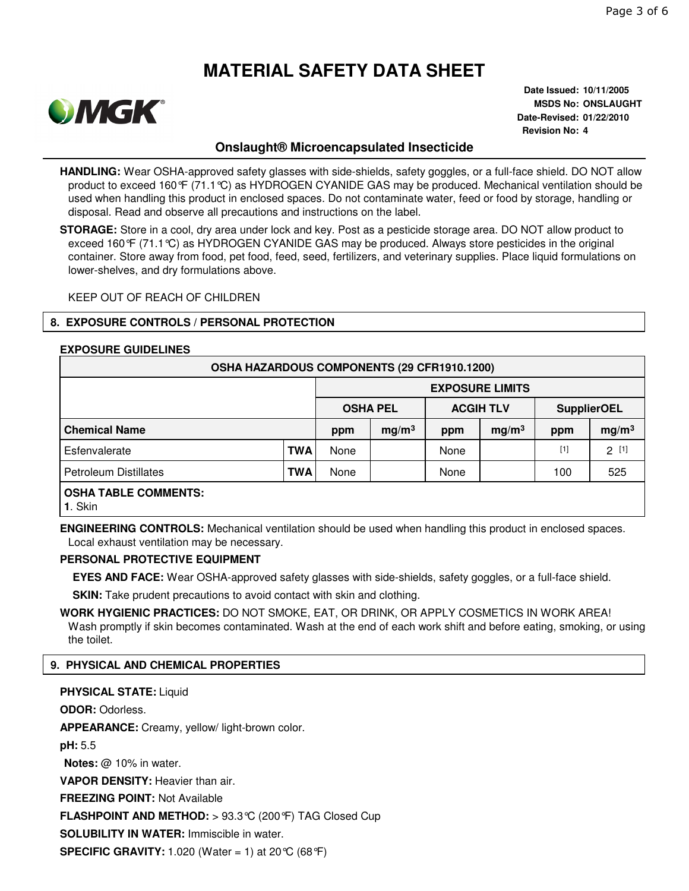# MATERIAL SAFETY DATA SHEET

**Date Issued:** 10/11/2005
**MSDS No:** ONSLAUGHT
**Date-Revised:** 01/22/2010
**Revision No:** 4

## Onslaught® Microencapsulated Insecticide

**HANDLING:** Wear OSHA-approved safety glasses with side-shields, safety goggles, or a full-face shield. DO NOT allow product to exceed 160°F (71.1°C) as HYDROGEN CYANIDE GAS may be produced. Mechanical ventilation should be used when handling this product in enclosed spaces. Do not contaminate water, feed or food by storage, handling or disposal. Read and observe all precautions and instructions on the label.

**STORAGE:** Store in a cool, dry area under lock and key. Post as a pesticide storage area. DO NOT allow product to exceed 160°F (71.1°C) as HYDROGEN CYANIDE GAS may be produced. Always store pesticides in the original container. Store away from food, pet food, feed, seed, fertilizers, and veterinary supplies. Place liquid formulations on lower-shelves, and dry formulations above.

KEEP OUT OF REACH OF CHILDREN

## 8. EXPOSURE CONTROLS / PERSONAL PROTECTION

**EXPOSURE GUIDELINES**

| OSHA HAZARDOUS COMPONENTS (29 CFR1910.1200) | | | | | | | |
|---|---|---|---|---|---|---|---|
| | | EXPOSURE LIMITS | | | | | |
| | | OSHA PEL | | ACGIH TLV | | SupplierOEL | |
| **Chemical Name** | | ppm | $mg/m^3$ | ppm | $mg/m^3$ | ppm | $mg/m^3$ |
| Esfenvalerate | TWA | None | | None | | [1] | 2 [1] |
| Petroleum Distillates | TWA | None | | None | | 100 | 525 |

**OSHA TABLE COMMENTS:**
**1**. Skin

**ENGINEERING CONTROLS:** Mechanical ventilation should be used when handling this product in enclosed spaces. Local exhaust ventilation may be necessary.

**PERSONAL PROTECTIVE EQUIPMENT**

**EYES AND FACE:** Wear OSHA-approved safety glasses with side-shields, safety goggles, or a full-face shield.

**SKIN:** Take prudent precautions to avoid contact with skin and clothing.

**WORK HYGIENIC PRACTICES:** DO NOT SMOKE, EAT, OR DRINK, OR APPLY COSMETICS IN WORK AREA! Wash promptly if skin becomes contaminated. Wash at the end of each work shift and before eating, smoking, or using the toilet.

## 9. PHYSICAL AND CHEMICAL PROPERTIES

**PHYSICAL STATE:** Liquid

**ODOR:** Odorless.

**APPEARANCE:** Creamy, yellow/ light-brown color.

**pH:** 5.5

**Notes:** @ 10% in water.

**VAPOR DENSITY:** Heavier than air.

**FREEZING POINT:** Not Available

**FLASHPOINT AND METHOD:** > 93.3°C (200°F) TAG Closed Cup

**SOLUBILITY IN WATER:** Immiscible in water.

**SPECIFIC GRAVITY:** 1.020 (Water = 1) at 20°C (68°F)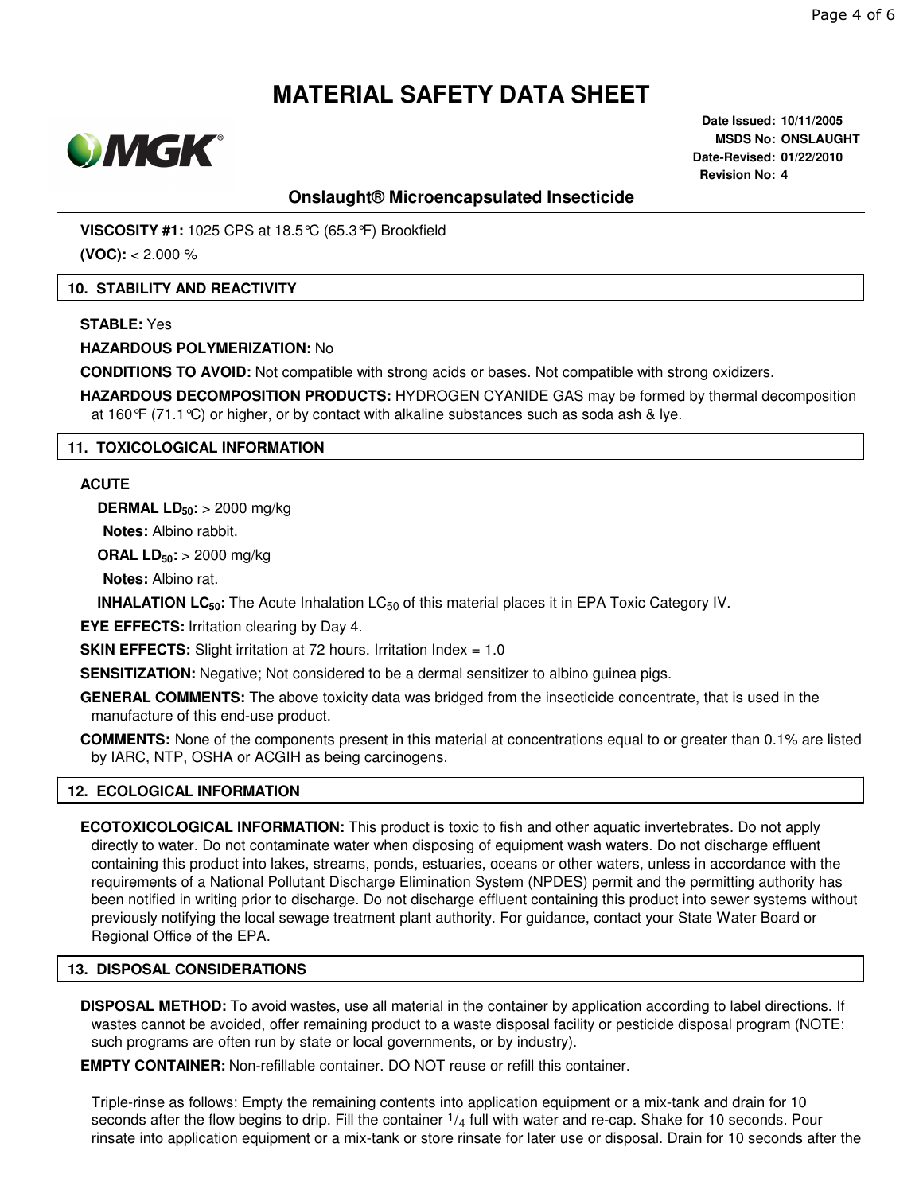# MATERIAL SAFETY DATA SHEET

**Date Issued:** 10/11/2005
**MSDS No:** ONSLAUGHT
**Date-Revised:** 01/22/2010
**Revision No:** 4

## Onslaught® Microencapsulated Insecticide

**VISCOSITY #1:** 1025 CPS at 18.5°C (65.3°F) Brookfield

**(VOC):** < 2.000 %

## 10. STABILITY AND REACTIVITY

**STABLE:** Yes

**HAZARDOUS POLYMERIZATION:** No

**CONDITIONS TO AVOID:** Not compatible with strong acids or bases. Not compatible with strong oxidizers.

**HAZARDOUS DECOMPOSITION PRODUCTS:** HYDROGEN CYANIDE GAS may be formed by thermal decomposition at 160°F (71.1°C) or higher, or by contact with alkaline substances such as soda ash & lye.

## 11. TOXICOLOGICAL INFORMATION

**ACUTE**

**DERMAL $LD_{50}$:** > 2000 mg/kg

**Notes:** Albino rabbit.

**ORAL $LD_{50}$:** > 2000 mg/kg

**Notes:** Albino rat.

**INHALATION $LC_{50}$:** The Acute Inhalation $LC_{50}$ of this material places it in EPA Toxic Category IV.

**EYE EFFECTS:** Irritation clearing by Day 4.

**SKIN EFFECTS:** Slight irritation at 72 hours. Irritation Index = 1.0

**SENSITIZATION:** Negative; Not considered to be a dermal sensitizer to albino guinea pigs.

**GENERAL COMMENTS:** The above toxicity data was bridged from the insecticide concentrate, that is used in the manufacture of this end-use product.

**COMMENTS:** None of the components present in this material at concentrations equal to or greater than 0.1% are listed by IARC, NTP, OSHA or ACGIH as being carcinogens.

## 12. ECOLOGICAL INFORMATION

**ECOTOXICOLOGICAL INFORMATION:** This product is toxic to fish and other aquatic invertebrates. Do not apply directly to water. Do not contaminate water when disposing of equipment wash waters. Do not discharge effluent containing this product into lakes, streams, ponds, estuaries, oceans or other waters, unless in accordance with the requirements of a National Pollutant Discharge Elimination System (NPDES) permit and the permitting authority has been notified in writing prior to discharge. Do not discharge effluent containing this product into sewer systems without previously notifying the local sewage treatment plant authority. For guidance, contact your State Water Board or Regional Office of the EPA.

## 13. DISPOSAL CONSIDERATIONS

**DISPOSAL METHOD:** To avoid wastes, use all material in the container by application according to label directions. If wastes cannot be avoided, offer remaining product to a waste disposal facility or pesticide disposal program (NOTE: such programs are often run by state or local governments, or by industry).

**EMPTY CONTAINER:** Non-refillable container. DO NOT reuse or refill this container.

Triple-rinse as follows: Empty the remaining contents into application equipment or a mix-tank and drain for 10 seconds after the flow begins to drip. Fill the container $^1/_4$ full with water and re-cap. Shake for 10 seconds. Pour rinsate into application equipment or a mix-tank or store rinsate for later use or disposal. Drain for 10 seconds after the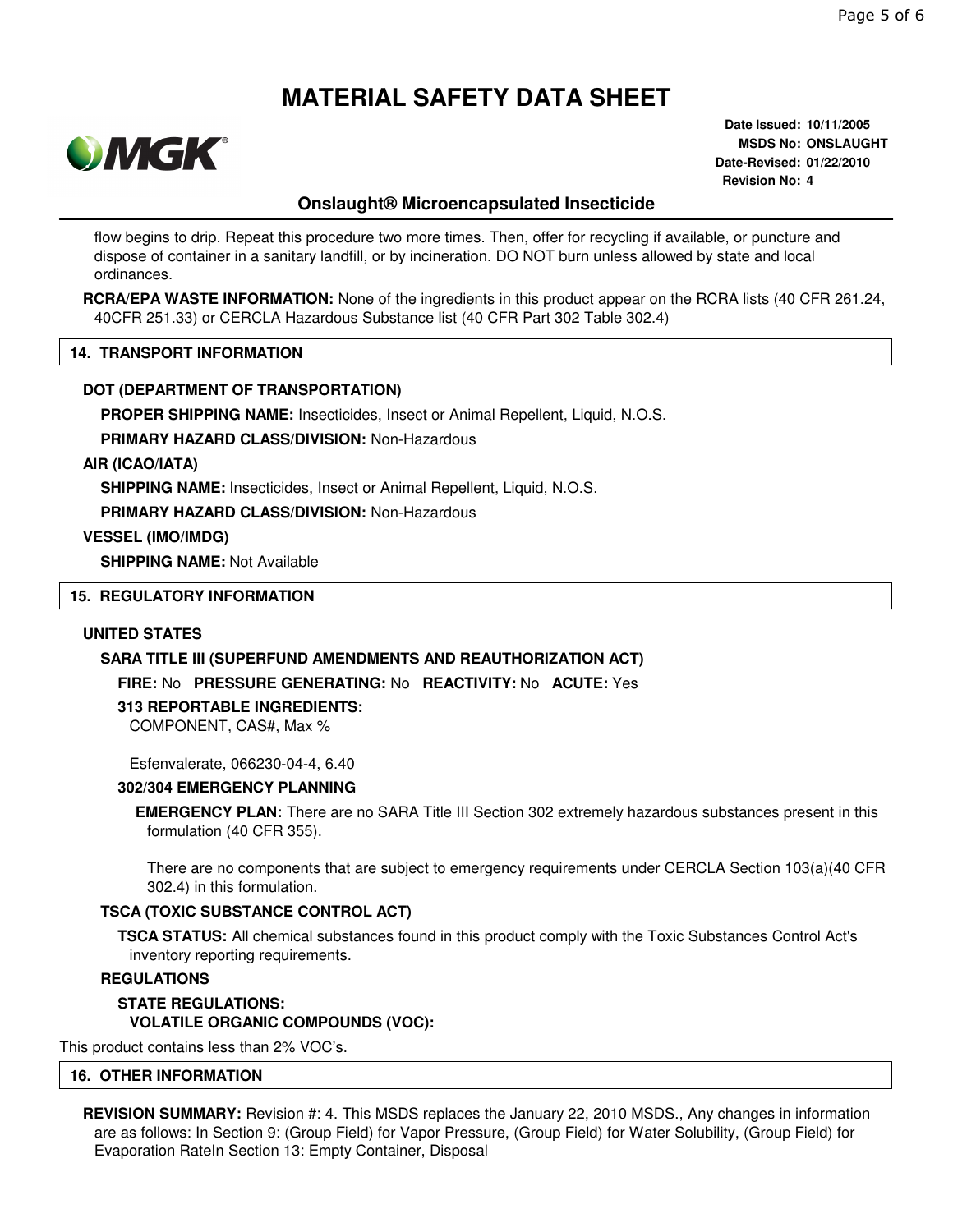# MATERIAL SAFETY DATA SHEET

**Date Issued:** 10/11/2005
**MSDS No:** ONSLAUGHT
**Date-Revised:** 01/22/2010
**Revision No:** 4

## Onslaught® Microencapsulated Insecticide

flow begins to drip. Repeat this procedure two more times. Then, offer for recycling if available, or puncture and dispose of container in a sanitary landfill, or by incineration. DO NOT burn unless allowed by state and local ordinances.

**RCRA/EPA WASTE INFORMATION:** None of the ingredients in this product appear on the RCRA lists (40 CFR 261.24, 40CFR 251.33) or CERCLA Hazardous Substance list (40 CFR Part 302 Table 302.4)

## 14. TRANSPORT INFORMATION

**DOT (DEPARTMENT OF TRANSPORTATION)**

**PROPER SHIPPING NAME:** Insecticides, Insect or Animal Repellent, Liquid, N.O.S.

**PRIMARY HAZARD CLASS/DIVISION:** Non-Hazardous

**AIR (ICAO/IATA)**

**SHIPPING NAME:** Insecticides, Insect or Animal Repellent, Liquid, N.O.S.

**PRIMARY HAZARD CLASS/DIVISION:** Non-Hazardous

**VESSEL (IMO/IMDG)**

**SHIPPING NAME:** Not Available

## 15. REGULATORY INFORMATION

**UNITED STATES**

**SARA TITLE III (SUPERFUND AMENDMENTS AND REAUTHORIZATION ACT)**

**FIRE:** No **PRESSURE GENERATING:** No **REACTIVITY:** No **ACUTE:** Yes

**313 REPORTABLE INGREDIENTS:**

COMPONENT, CAS#, Max %

Esfenvalerate, 066230-04-4, 6.40

**302/304 EMERGENCY PLANNING**

**EMERGENCY PLAN:** There are no SARA Title III Section 302 extremely hazardous substances present in this formulation (40 CFR 355).

There are no components that are subject to emergency requirements under CERCLA Section 103(a)(40 CFR 302.4) in this formulation.

**TSCA (TOXIC SUBSTANCE CONTROL ACT)**

**TSCA STATUS:** All chemical substances found in this product comply with the Toxic Substances Control Act's inventory reporting requirements.

**REGULATIONS**

**STATE REGULATIONS:**

**VOLATILE ORGANIC COMPOUNDS (VOC):**

This product contains less than 2% VOC's.

## 16. OTHER INFORMATION

**REVISION SUMMARY:** Revision #: 4. This MSDS replaces the January 22, 2010 MSDS., Any changes in information are as follows: In Section 9: (Group Field) for Vapor Pressure, (Group Field) for Water Solubility, (Group Field) for Evaporation RateIn Section 13: Empty Container, Disposal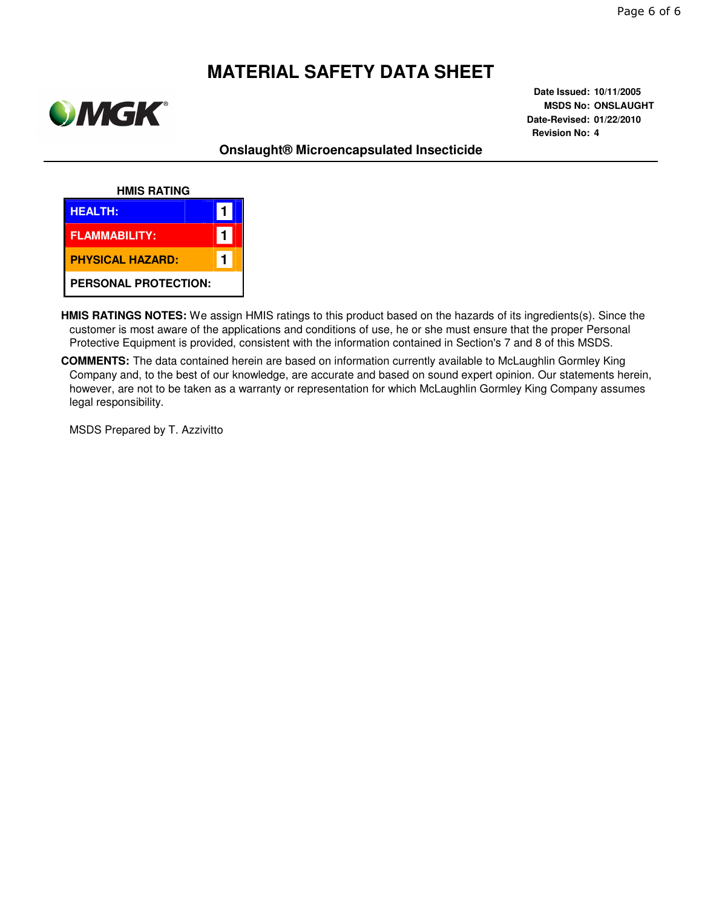# MATERIAL SAFETY DATA SHEET

**Date Issued:** 10/11/2005
**MSDS No:** ONSLAUGHT
**Date-Revised:** 01/22/2010
**Revision No:** 4

## Onslaught® Microencapsulated Insecticide

**HMIS RATING**

| | |
|---|---|
| **HEALTH:** | 1 |
| **FLAMMABILITY:** | 1 |
| **PHYSICAL HAZARD:** | 1 |
| **PERSONAL PROTECTION:** | |

**HMIS RATINGS NOTES:** We assign HMIS ratings to this product based on the hazards of its ingredients(s). Since the customer is most aware of the applications and conditions of use, he or she must ensure that the proper Personal Protective Equipment is provided, consistent with the information contained in Section's 7 and 8 of this MSDS.

**COMMENTS:** The data contained herein are based on information currently available to McLaughlin Gormley King Company and, to the best of our knowledge, are accurate and based on sound expert opinion. Our statements herein, however, are not to be taken as a warranty or representation for which McLaughlin Gormley King Company assumes legal responsibility.

MSDS Prepared by T. Azzivitto